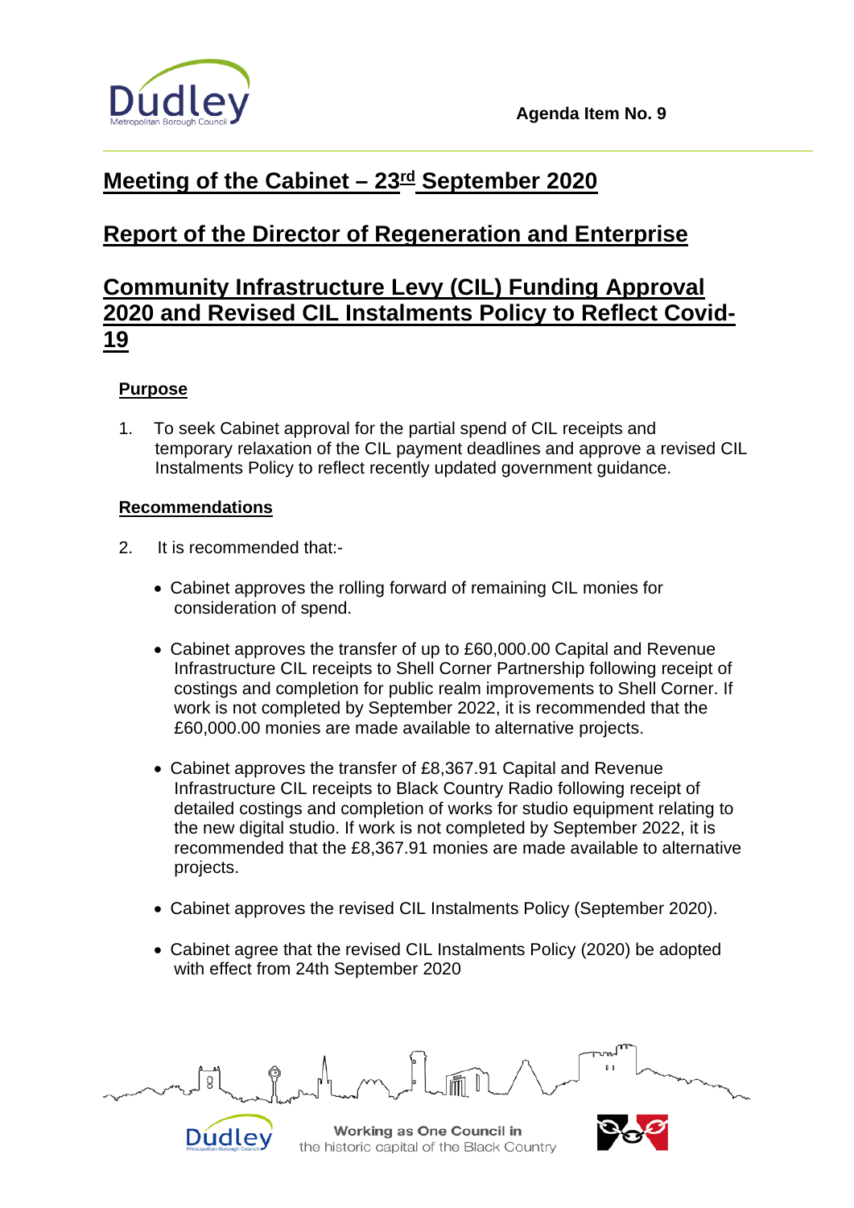Agenda Item No. 9

# Meeting of the Cabinet – 23rd September 2020

# Report of the Director of Regeneration and Enterprise

# Community Infrastructure Levy (CIL) Funding Approval 2020 and Revised CIL Instalments Policy to Reflect Covid-19

## Purpose

1. To seek Cabinet approval for the partial spend of CIL receipts and temporary relaxation of the CIL payment deadlines and approve a revised CIL Instalments Policy to reflect recently updated government guidance.

## Recommendations

2. It is recommended that:-

- Cabinet approves the rolling forward of remaining CIL monies for consideration of spend.

- Cabinet approves the transfer of up to £60,000.00 Capital and Revenue Infrastructure CIL receipts to Shell Corner Partnership following receipt of costings and completion for public realm improvements to Shell Corner. If work is not completed by September 2022, it is recommended that the £60,000.00 monies are made available to alternative projects.

- Cabinet approves the transfer of £8,367.91 Capital and Revenue Infrastructure CIL receipts to Black Country Radio following receipt of detailed costings and completion of works for studio equipment relating to the new digital studio. If work is not completed by September 2022, it is recommended that the £8,367.91 monies are made available to alternative projects.

- Cabinet approves the revised CIL Instalments Policy (September 2020).

- Cabinet agree that the revised CIL Instalments Policy (2020) be adopted with effect from 24th September 2020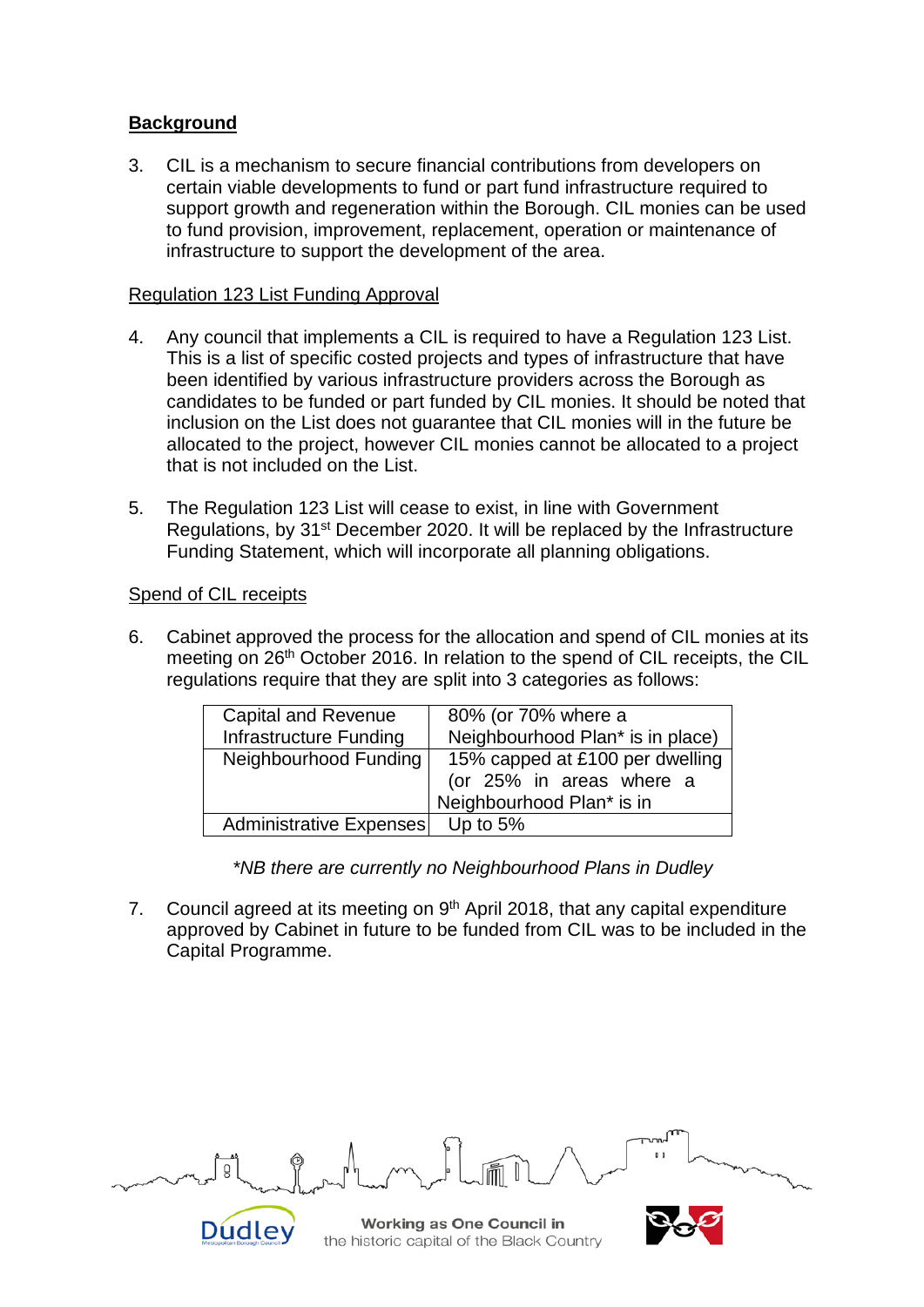## **Background**

3. CIL is a mechanism to secure financial contributions from developers on certain viable developments to fund or part fund infrastructure required to support growth and regeneration within the Borough. CIL monies can be used to fund provision, improvement, replacement, operation or maintenance of infrastructure to support the development of the area.

Regulation 123 List Funding Approval

4. Any council that implements a CIL is required to have a Regulation 123 List. This is a list of specific costed projects and types of infrastructure that have been identified by various infrastructure providers across the Borough as candidates to be funded or part funded by CIL monies. It should be noted that inclusion on the List does not guarantee that CIL monies will in the future be allocated to the project, however CIL monies cannot be allocated to a project that is not included on the List.

5. The Regulation 123 List will cease to exist, in line with Government Regulations, by 31st December 2020. It will be replaced by the Infrastructure Funding Statement, which will incorporate all planning obligations.

Spend of CIL receipts

6. Cabinet approved the process for the allocation and spend of CIL monies at its meeting on 26th October 2016. In relation to the spend of CIL receipts, the CIL regulations require that they are split into 3 categories as follows:

| Capital and Revenue Infrastructure Funding | 80% (or 70% where a Neighbourhood Plan* is in place) |
|---|---|
| Neighbourhood Funding | 15% capped at £100 per dwelling (or 25% in areas where a Neighbourhood Plan* is in |
| Administrative Expenses | Up to 5% |

*\*NB there are currently no Neighbourhood Plans in Dudley*

7. Council agreed at its meeting on 9th April 2018, that any capital expenditure approved by Cabinet in future to be funded from CIL was to be included in the Capital Programme.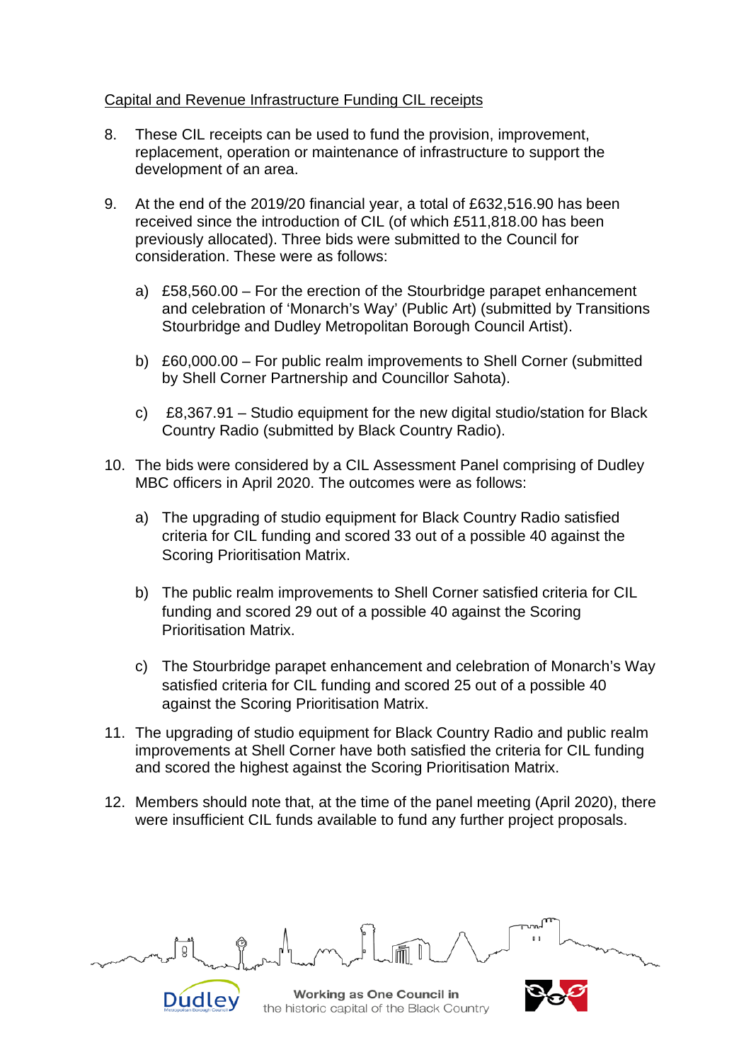Capital and Revenue Infrastructure Funding CIL receipts

8. These CIL receipts can be used to fund the provision, improvement, replacement, operation or maintenance of infrastructure to support the development of an area.

9. At the end of the 2019/20 financial year, a total of £632,516.90 has been received since the introduction of CIL (of which £511,818.00 has been previously allocated). Three bids were submitted to the Council for consideration. These were as follows:

   a) £58,560.00 – For the erection of the Stourbridge parapet enhancement and celebration of 'Monarch's Way' (Public Art) (submitted by Transitions Stourbridge and Dudley Metropolitan Borough Council Artist).

   b) £60,000.00 – For public realm improvements to Shell Corner (submitted by Shell Corner Partnership and Councillor Sahota).

   c) £8,367.91 – Studio equipment for the new digital studio/station for Black Country Radio (submitted by Black Country Radio).

10. The bids were considered by a CIL Assessment Panel comprising of Dudley MBC officers in April 2020. The outcomes were as follows:

    a) The upgrading of studio equipment for Black Country Radio satisfied criteria for CIL funding and scored 33 out of a possible 40 against the Scoring Prioritisation Matrix.

    b) The public realm improvements to Shell Corner satisfied criteria for CIL funding and scored 29 out of a possible 40 against the Scoring Prioritisation Matrix.

    c) The Stourbridge parapet enhancement and celebration of Monarch's Way satisfied criteria for CIL funding and scored 25 out of a possible 40 against the Scoring Prioritisation Matrix.

11. The upgrading of studio equipment for Black Country Radio and public realm improvements at Shell Corner have both satisfied the criteria for CIL funding and scored the highest against the Scoring Prioritisation Matrix.

12. Members should note that, at the time of the panel meeting (April 2020), there were insufficient CIL funds available to fund any further project proposals.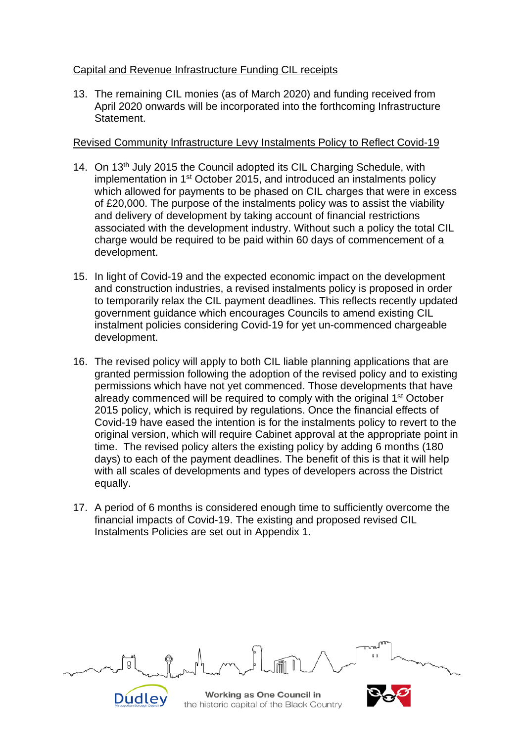Capital and Revenue Infrastructure Funding CIL receipts

13. The remaining CIL monies (as of March 2020) and funding received from April 2020 onwards will be incorporated into the forthcoming Infrastructure Statement.

Revised Community Infrastructure Levy Instalments Policy to Reflect Covid-19

14. On 13th July 2015 the Council adopted its CIL Charging Schedule, with implementation in 1st October 2015, and introduced an instalments policy which allowed for payments to be phased on CIL charges that were in excess of £20,000. The purpose of the instalments policy was to assist the viability and delivery of development by taking account of financial restrictions associated with the development industry. Without such a policy the total CIL charge would be required to be paid within 60 days of commencement of a development.

15. In light of Covid-19 and the expected economic impact on the development and construction industries, a revised instalments policy is proposed in order to temporarily relax the CIL payment deadlines. This reflects recently updated government guidance which encourages Councils to amend existing CIL instalment policies considering Covid-19 for yet un-commenced chargeable development.

16. The revised policy will apply to both CIL liable planning applications that are granted permission following the adoption of the revised policy and to existing permissions which have not yet commenced. Those developments that have already commenced will be required to comply with the original 1st October 2015 policy, which is required by regulations. Once the financial effects of Covid-19 have eased the intention is for the instalments policy to revert to the original version, which will require Cabinet approval at the appropriate point in time. The revised policy alters the existing policy by adding 6 months (180 days) to each of the payment deadlines. The benefit of this is that it will help with all scales of developments and types of developers across the District equally.

17. A period of 6 months is considered enough time to sufficiently overcome the financial impacts of Covid-19. The existing and proposed revised CIL Instalments Policies are set out in Appendix 1.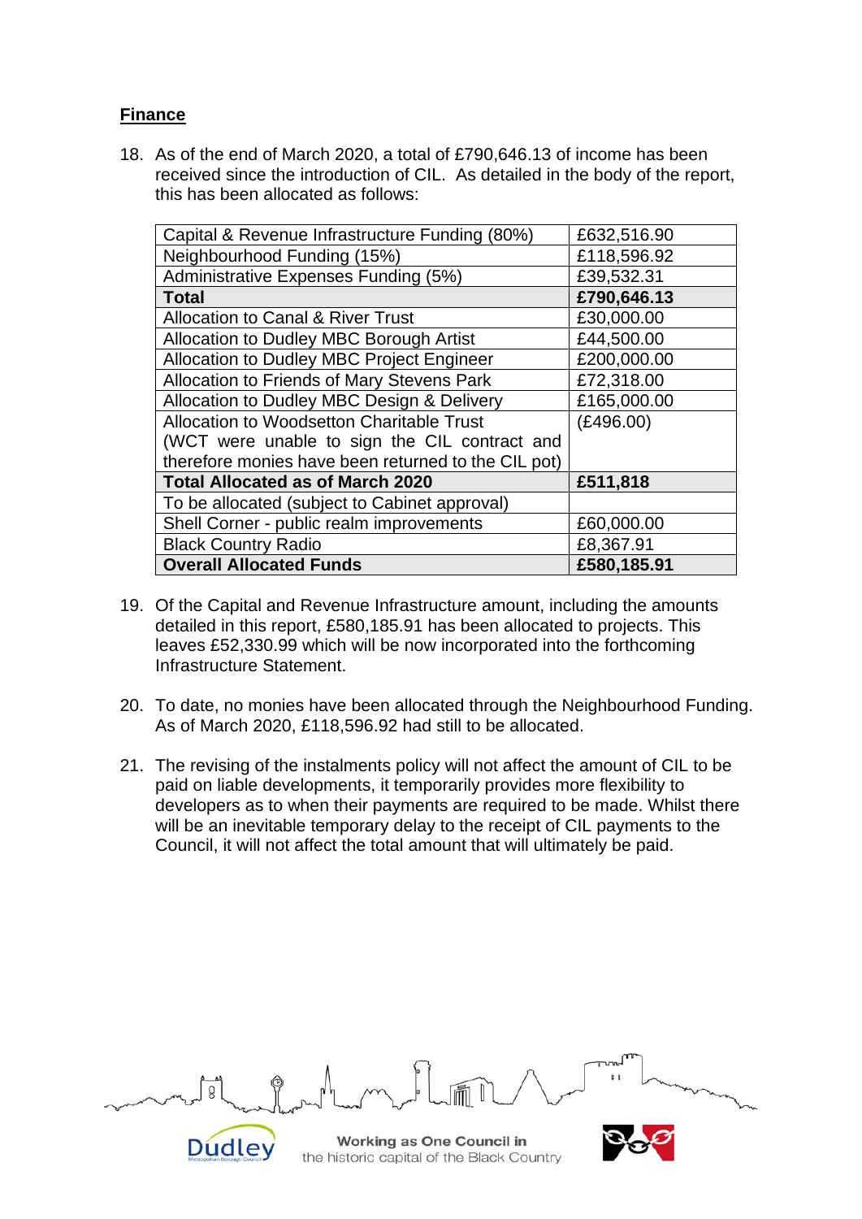**Finance**

18. As of the end of March 2020, a total of £790,646.13 of income has been received since the introduction of CIL. As detailed in the body of the report, this has been allocated as follows:

| | |
|---|---|
| Capital & Revenue Infrastructure Funding (80%) | £632,516.90 |
| Neighbourhood Funding (15%) | £118,596.92 |
| Administrative Expenses Funding (5%) | £39,532.31 |
| **Total** | **£790,646.13** |
| Allocation to Canal & River Trust | £30,000.00 |
| Allocation to Dudley MBC Borough Artist | £44,500.00 |
| Allocation to Dudley MBC Project Engineer | £200,000.00 |
| Allocation to Friends of Mary Stevens Park | £72,318.00 |
| Allocation to Dudley MBC Design & Delivery | £165,000.00 |
| Allocation to Woodsetton Charitable Trust (WCT were unable to sign the CIL contract and therefore monies have been returned to the CIL pot) | (£496.00) |
| **Total Allocated as of March 2020** | **£511,818** |
| To be allocated (subject to Cabinet approval) | |
| Shell Corner - public realm improvements | £60,000.00 |
| Black Country Radio | £8,367.91 |
| **Overall Allocated Funds** | **£580,185.91** |

19. Of the Capital and Revenue Infrastructure amount, including the amounts detailed in this report, £580,185.91 has been allocated to projects. This leaves £52,330.99 which will be now incorporated into the forthcoming Infrastructure Statement.

20. To date, no monies have been allocated through the Neighbourhood Funding. As of March 2020, £118,596.92 had still to be allocated.

21. The revising of the instalments policy will not affect the amount of CIL to be paid on liable developments, it temporarily provides more flexibility to developers as to when their payments are required to be made. Whilst there will be an inevitable temporary delay to the receipt of CIL payments to the Council, it will not affect the total amount that will ultimately be paid.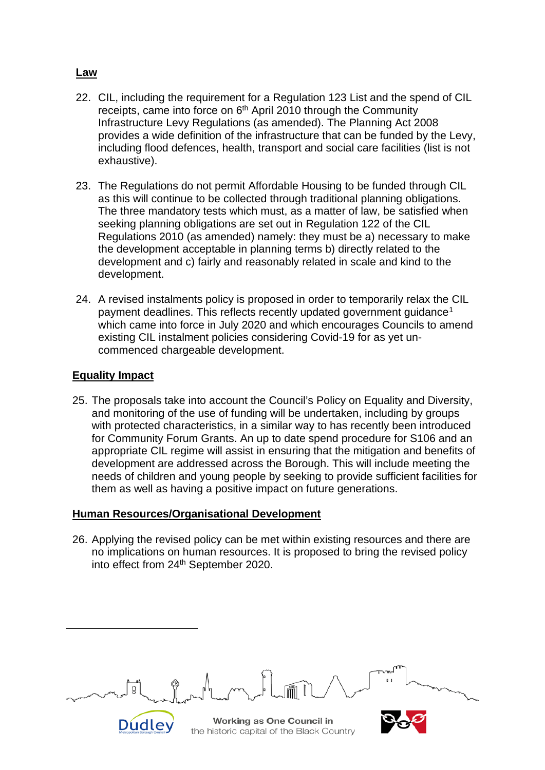## Law

22. CIL, including the requirement for a Regulation 123 List and the spend of CIL receipts, came into force on 6th April 2010 through the Community Infrastructure Levy Regulations (as amended). The Planning Act 2008 provides a wide definition of the infrastructure that can be funded by the Levy, including flood defences, health, transport and social care facilities (list is not exhaustive).

23. The Regulations do not permit Affordable Housing to be funded through CIL as this will continue to be collected through traditional planning obligations. The three mandatory tests which must, as a matter of law, be satisfied when seeking planning obligations are set out in Regulation 122 of the CIL Regulations 2010 (as amended) namely: they must be a) necessary to make the development acceptable in planning terms b) directly related to the development and c) fairly and reasonably related in scale and kind to the development.

24. A revised instalments policy is proposed in order to temporarily relax the CIL payment deadlines. This reflects recently updated government guidance[1] which came into force in July 2020 and which encourages Councils to amend existing CIL instalment policies considering Covid-19 for as yet un-commenced chargeable development.

## Equality Impact

25. The proposals take into account the Council's Policy on Equality and Diversity, and monitoring of the use of funding will be undertaken, including by groups with protected characteristics, in a similar way to has recently been introduced for Community Forum Grants. An up to date spend procedure for S106 and an appropriate CIL regime will assist in ensuring that the mitigation and benefits of development are addressed across the Borough. This will include meeting the needs of children and young people by seeking to provide sufficient facilities for them as well as having a positive impact on future generations.

## Human Resources/Organisational Development

26. Applying the revised policy can be met within existing resources and there are no implications on human resources. It is proposed to bring the revised policy into effect from 24th September 2020.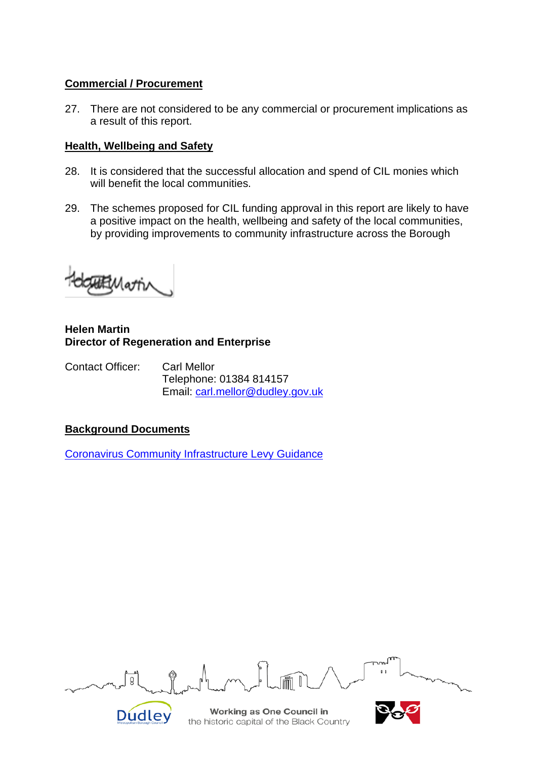## Commercial / Procurement

27. There are not considered to be any commercial or procurement implications as a result of this report.

## Health, Wellbeing and Safety

28. It is considered that the successful allocation and spend of CIL monies which will benefit the local communities.

29. The schemes proposed for CIL funding approval in this report are likely to have a positive impact on the health, wellbeing and safety of the local communities, by providing improvements to community infrastructure across the Borough

**Helen Martin**
**Director of Regeneration and Enterprise**

Contact Officer: Carl Mellor
Telephone: 01384 814157
Email: carl.mellor@dudley.gov.uk

## Background Documents

Coronavirus Community Infrastructure Levy Guidance